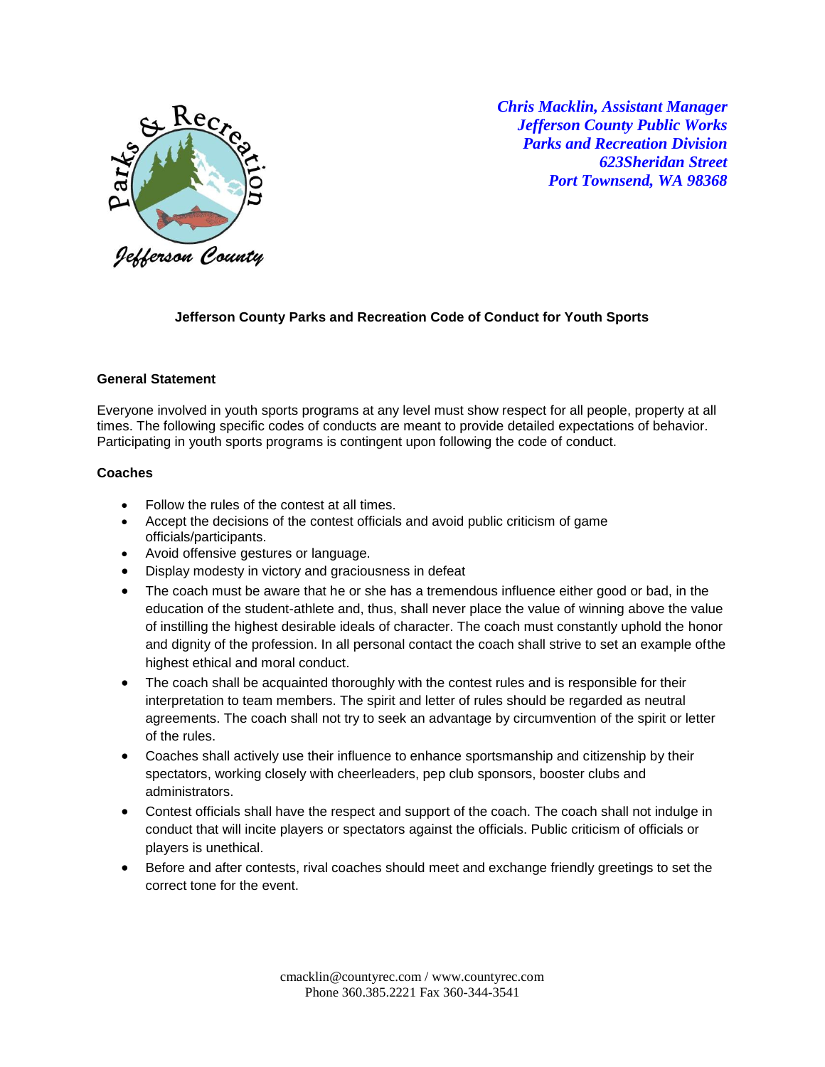*Chris Macklin, Assistant Manager*
*Jefferson County Public Works*
*Parks and Recreation Division*
*623Sheridan Street*
*Port Townsend, WA 98368*

# Jefferson County Parks and Recreation Code of Conduct for Youth Sports

## General Statement

Everyone involved in youth sports programs at any level must show respect for all people, property at all times. The following specific codes of conducts are meant to provide detailed expectations of behavior. Participating in youth sports programs is contingent upon following the code of conduct.

## Coaches

- Follow the rules of the contest at all times.
- Accept the decisions of the contest officials and avoid public criticism of game officials/participants.
- Avoid offensive gestures or language.
- Display modesty in victory and graciousness in defeat
- The coach must be aware that he or she has a tremendous influence either good or bad, in the education of the student-athlete and, thus, shall never place the value of winning above the value of instilling the highest desirable ideals of character. The coach must constantly uphold the honor and dignity of the profession. In all personal contact the coach shall strive to set an example ofthe highest ethical and moral conduct.
- The coach shall be acquainted thoroughly with the contest rules and is responsible for their interpretation to team members. The spirit and letter of rules should be regarded as neutral agreements. The coach shall not try to seek an advantage by circumvention of the spirit or letter of the rules.
- Coaches shall actively use their influence to enhance sportsmanship and citizenship by their spectators, working closely with cheerleaders, pep club sponsors, booster clubs and administrators.
- Contest officials shall have the respect and support of the coach. The coach shall not indulge in conduct that will incite players or spectators against the officials. Public criticism of officials or players is unethical.
- Before and after contests, rival coaches should meet and exchange friendly greetings to set the correct tone for the event.

cmacklin@countyrec.com / www.countyrec.com
Phone 360.385.2221 Fax 360-344-3541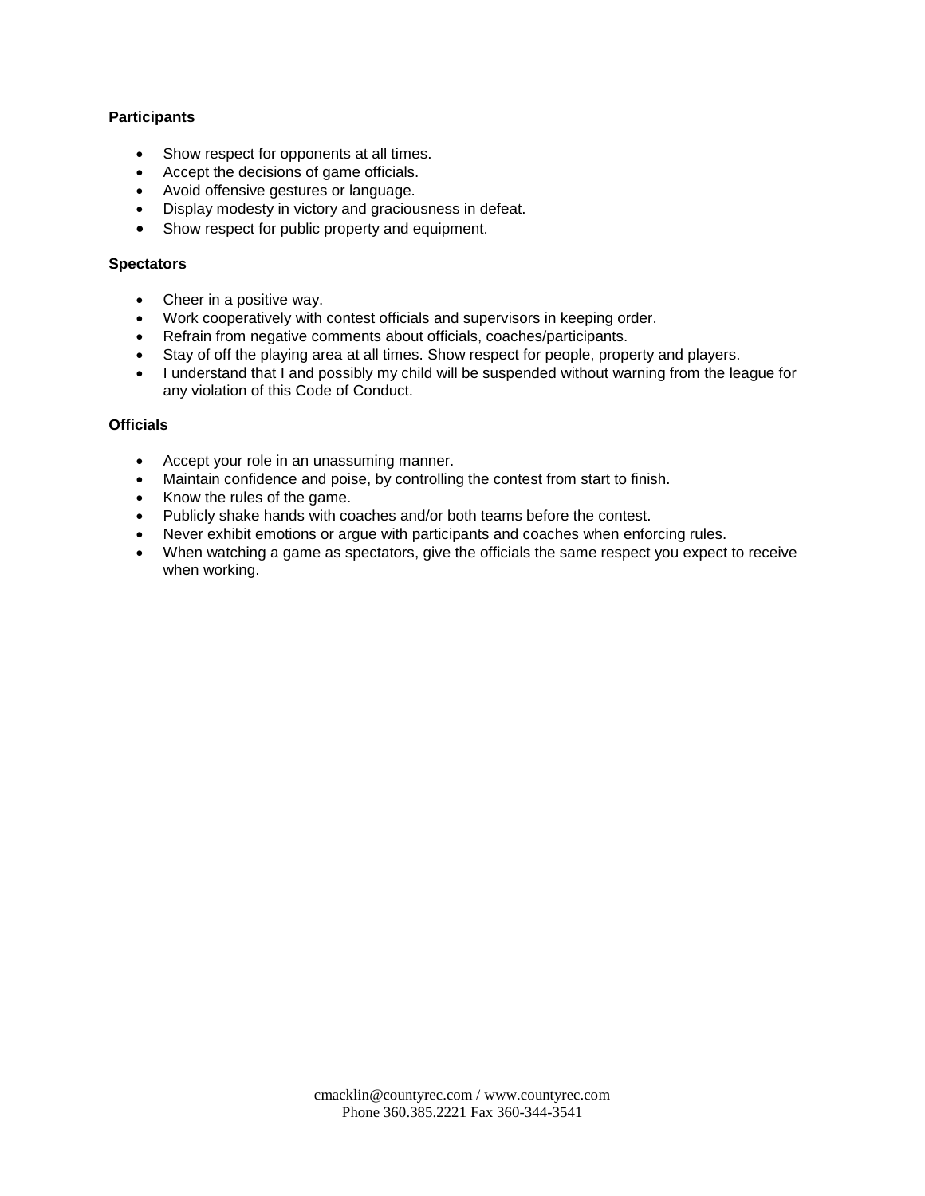**Participants**

- Show respect for opponents at all times.
- Accept the decisions of game officials.
- Avoid offensive gestures or language.
- Display modesty in victory and graciousness in defeat.
- Show respect for public property and equipment.

**Spectators**

- Cheer in a positive way.
- Work cooperatively with contest officials and supervisors in keeping order.
- Refrain from negative comments about officials, coaches/participants.
- Stay of off the playing area at all times. Show respect for people, property and players.
- I understand that I and possibly my child will be suspended without warning from the league for any violation of this Code of Conduct.

**Officials**

- Accept your role in an unassuming manner.
- Maintain confidence and poise, by controlling the contest from start to finish.
- Know the rules of the game.
- Publicly shake hands with coaches and/or both teams before the contest.
- Never exhibit emotions or argue with participants and coaches when enforcing rules.
- When watching a game as spectators, give the officials the same respect you expect to receive when working.

cmacklin@countyrec.com / www.countyrec.com
Phone 360.385.2221 Fax 360-344-3541